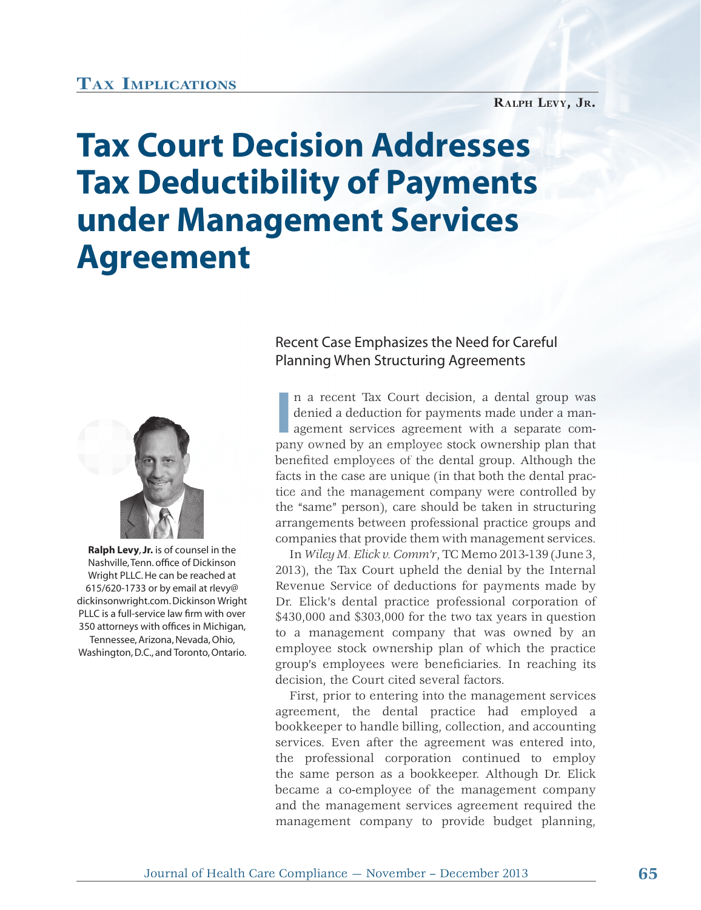Tax Implications

Ralph Levy, Jr.

# Tax Court Decision Addresses Tax Deductibility of Payments under Management Services Agreement

**Ralph Levy, Jr.** is of counsel in the Nashville, Tenn. office of Dickinson Wright PLLC. He can be reached at 615/620-1733 or by email at rlevy@dickinsonwright.com. Dickinson Wright PLLC is a full-service law firm with over 350 attorneys with offices in Michigan, Tennessee, Arizona, Nevada, Ohio, Washington, D.C., and Toronto, Ontario.

## Recent Case Emphasizes the Need for Careful Planning When Structuring Agreements

In a recent Tax Court decision, a dental group was denied a deduction for payments made under a management services agreement with a separate company owned by an employee stock ownership plan that benefited employees of the dental group. Although the facts in the case are unique (in that both the dental practice and the management company were controlled by the "same" person), care should be taken in structuring arrangements between professional practice groups and companies that provide them with management services.

In *Wiley M. Elick v. Comm'r*, TC Memo 2013-139 (June 3, 2013), the Tax Court upheld the denial by the Internal Revenue Service of deductions for payments made by Dr. Elick's dental practice professional corporation of $430,000 and $303,000 for the two tax years in question to a management company that was owned by an employee stock ownership plan of which the practice group's employees were beneficiaries. In reaching its decision, the Court cited several factors.

First, prior to entering into the management services agreement, the dental practice had employed a bookkeeper to handle billing, collection, and accounting services. Even after the agreement was entered into, the professional corporation continued to employ the same person as a bookkeeper. Although Dr. Elick became a co-employee of the management company and the management services agreement required the management company to provide budget planning,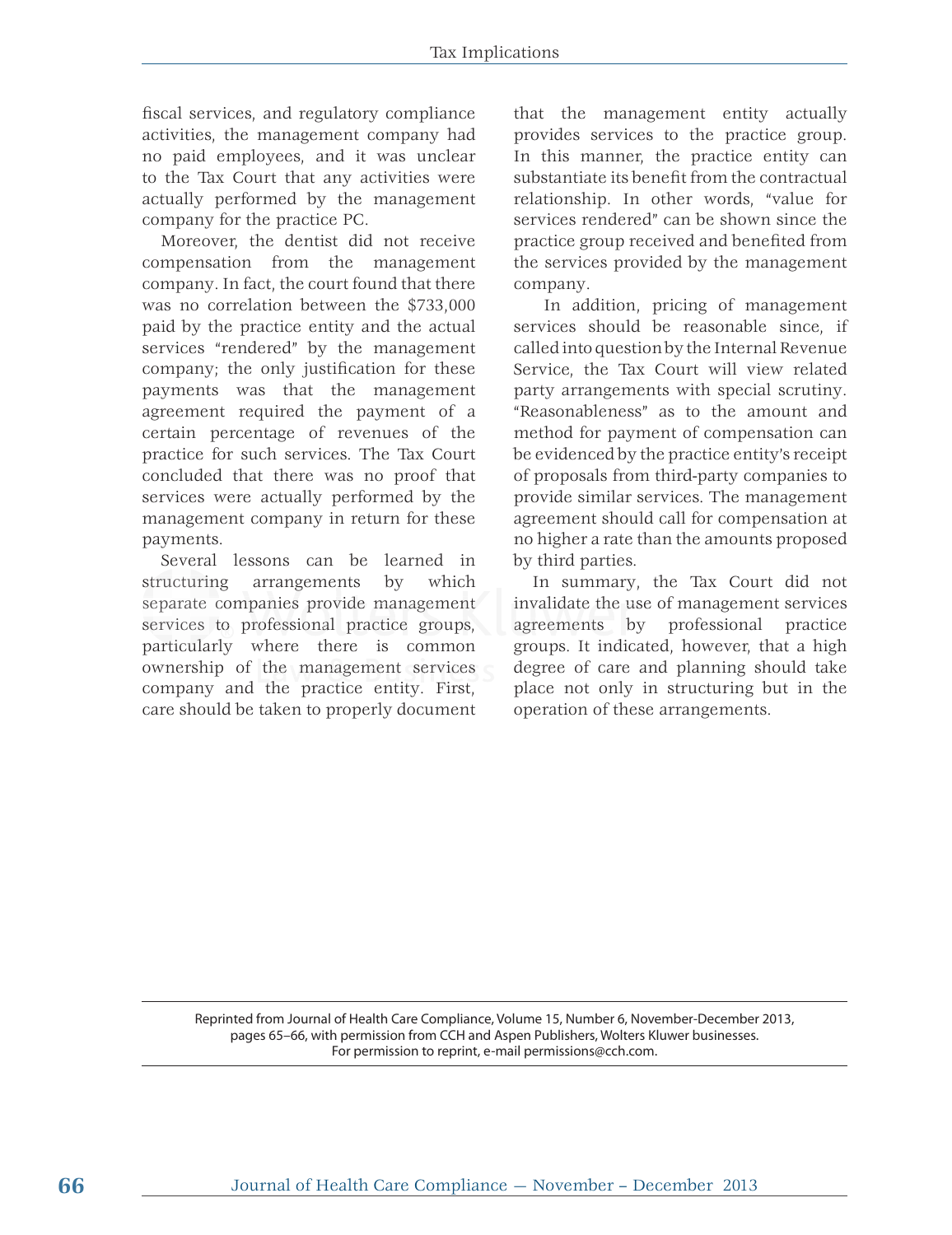fiscal services, and regulatory compliance activities, the management company had no paid employees, and it was unclear to the Tax Court that any activities were actually performed by the management company for the practice PC.

Moreover, the dentist did not receive compensation from the management company. In fact, the court found that there was no correlation between the $733,000 paid by the practice entity and the actual services "rendered" by the management company; the only justification for these payments was that the management agreement required the payment of a certain percentage of revenues of the practice for such services. The Tax Court concluded that there was no proof that services were actually performed by the management company in return for these payments.

Several lessons can be learned in structuring arrangements by which separate companies provide management services to professional practice groups, particularly where there is common ownership of the management services company and the practice entity. First, care should be taken to properly document that the management entity actually provides services to the practice group. In this manner, the practice entity can substantiate its benefit from the contractual relationship. In other words, "value for services rendered" can be shown since the practice group received and benefited from the services provided by the management company.

In addition, pricing of management services should be reasonable since, if called into question by the Internal Revenue Service, the Tax Court will view related party arrangements with special scrutiny. "Reasonableness" as to the amount and method for payment of compensation can be evidenced by the practice entity's receipt of proposals from third-party companies to provide similar services. The management agreement should call for compensation at no higher a rate than the amounts proposed by third parties.

In summary, the Tax Court did not invalidate the use of management services agreements by professional practice groups. It indicated, however, that a high degree of care and planning should take place not only in structuring but in the operation of these arrangements.

Reprinted from Journal of Health Care Compliance, Volume 15, Number 6, November-December 2013, pages 65–66, with permission from CCH and Aspen Publishers, Wolters Kluwer businesses. For permission to reprint, e-mail permissions@cch.com.